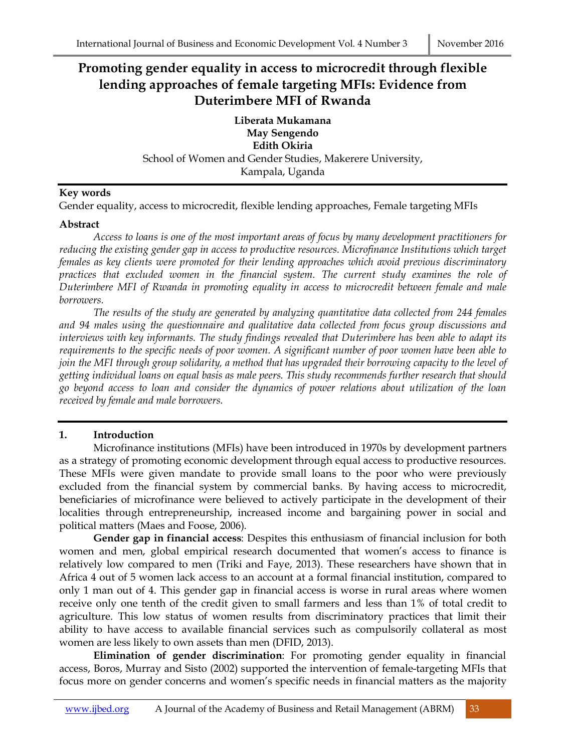# Promoting gender equality in access to microcredit through flexible lending approaches of female targeting MFIs: Evidence from Duterimbere MFI of Rwanda

**Liberata Mukamana**
**May Sengendo**
**Edith Okiria**

School of Women and Gender Studies, Makerere University, Kampala, Uganda

## Key words

Gender equality, access to microcredit, flexible lending approaches, Female targeting MFIs

## Abstract

*Access to loans is one of the most important areas of focus by many development practitioners for reducing the existing gender gap in access to productive resources. Microfinance Institutions which target females as key clients were promoted for their lending approaches which avoid previous discriminatory practices that excluded women in the financial system. The current study examines the role of Duterimbere MFI of Rwanda in promoting equality in access to microcredit between female and male borrowers.*

*The results of the study are generated by analyzing quantitative data collected from 244 females and 94 males using the questionnaire and qualitative data collected from focus group discussions and interviews with key informants. The study findings revealed that Duterimbere has been able to adapt its requirements to the specific needs of poor women. A significant number of poor women have been able to join the MFI through group solidarity, a method that has upgraded their borrowing capacity to the level of getting individual loans on equal basis as male peers. This study recommends further research that should go beyond access to loan and consider the dynamics of power relations about utilization of the loan received by female and male borrowers.*

## 1. Introduction

Microfinance institutions (MFIs) have been introduced in 1970s by development partners as a strategy of promoting economic development through equal access to productive resources. These MFIs were given mandate to provide small loans to the poor who were previously excluded from the financial system by commercial banks. By having access to microcredit, beneficiaries of microfinance were believed to actively participate in the development of their localities through entrepreneurship, increased income and bargaining power in social and political matters (Maes and Foose, 2006).

**Gender gap in financial access**: Despites this enthusiasm of financial inclusion for both women and men, global empirical research documented that women's access to finance is relatively low compared to men (Triki and Faye, 2013). These researchers have shown that in Africa 4 out of 5 women lack access to an account at a formal financial institution, compared to only 1 man out of 4. This gender gap in financial access is worse in rural areas where women receive only one tenth of the credit given to small farmers and less than 1% of total credit to agriculture. This low status of women results from discriminatory practices that limit their ability to have access to available financial services such as compulsorily collateral as most women are less likely to own assets than men (DFID, 2013).

**Elimination of gender discrimination**: For promoting gender equality in financial access, Boros, Murray and Sisto (2002) supported the intervention of female-targeting MFIs that focus more on gender concerns and women's specific needs in financial matters as the majority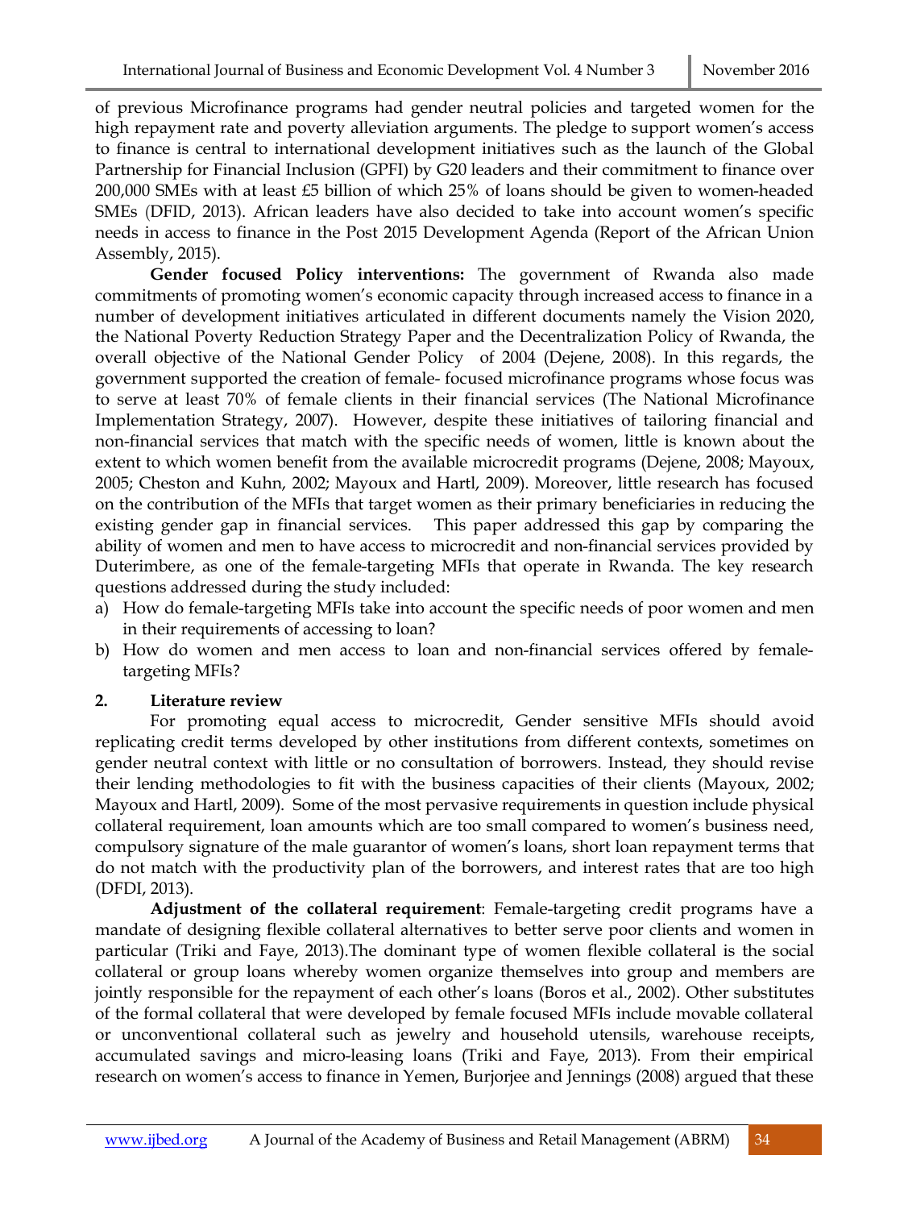of previous Microfinance programs had gender neutral policies and targeted women for the high repayment rate and poverty alleviation arguments. The pledge to support women's access to finance is central to international development initiatives such as the launch of the Global Partnership for Financial Inclusion (GPFI) by G20 leaders and their commitment to finance over 200,000 SMEs with at least £5 billion of which 25% of loans should be given to women-headed SMEs (DFID, 2013). African leaders have also decided to take into account women's specific needs in access to finance in the Post 2015 Development Agenda (Report of the African Union Assembly, 2015).

**Gender focused Policy interventions:** The government of Rwanda also made commitments of promoting women's economic capacity through increased access to finance in a number of development initiatives articulated in different documents namely the Vision 2020, the National Poverty Reduction Strategy Paper and the Decentralization Policy of Rwanda, the overall objective of the National Gender Policy of 2004 (Dejene, 2008). In this regards, the government supported the creation of female- focused microfinance programs whose focus was to serve at least 70% of female clients in their financial services (The National Microfinance Implementation Strategy, 2007). However, despite these initiatives of tailoring financial and non-financial services that match with the specific needs of women, little is known about the extent to which women benefit from the available microcredit programs (Dejene, 2008; Mayoux, 2005; Cheston and Kuhn, 2002; Mayoux and Hartl, 2009). Moreover, little research has focused on the contribution of the MFIs that target women as their primary beneficiaries in reducing the existing gender gap in financial services. This paper addressed this gap by comparing the ability of women and men to have access to microcredit and non-financial services provided by Duterimbere, as one of the female-targeting MFIs that operate in Rwanda. The key research questions addressed during the study included:

a) How do female-targeting MFIs take into account the specific needs of poor women and men in their requirements of accessing to loan?
b) How do women and men access to loan and non-financial services offered by female-targeting MFIs?

## 2. Literature review

For promoting equal access to microcredit, Gender sensitive MFIs should avoid replicating credit terms developed by other institutions from different contexts, sometimes on gender neutral context with little or no consultation of borrowers. Instead, they should revise their lending methodologies to fit with the business capacities of their clients (Mayoux, 2002; Mayoux and Hartl, 2009). Some of the most pervasive requirements in question include physical collateral requirement, loan amounts which are too small compared to women's business need, compulsory signature of the male guarantor of women's loans, short loan repayment terms that do not match with the productivity plan of the borrowers, and interest rates that are too high (DFDI, 2013).

**Adjustment of the collateral requirement**: Female-targeting credit programs have a mandate of designing flexible collateral alternatives to better serve poor clients and women in particular (Triki and Faye, 2013).The dominant type of women flexible collateral is the social collateral or group loans whereby women organize themselves into group and members are jointly responsible for the repayment of each other's loans (Boros et al., 2002). Other substitutes of the formal collateral that were developed by female focused MFIs include movable collateral or unconventional collateral such as jewelry and household utensils, warehouse receipts, accumulated savings and micro-leasing loans (Triki and Faye, 2013). From their empirical research on women's access to finance in Yemen, Burjorjee and Jennings (2008) argued that these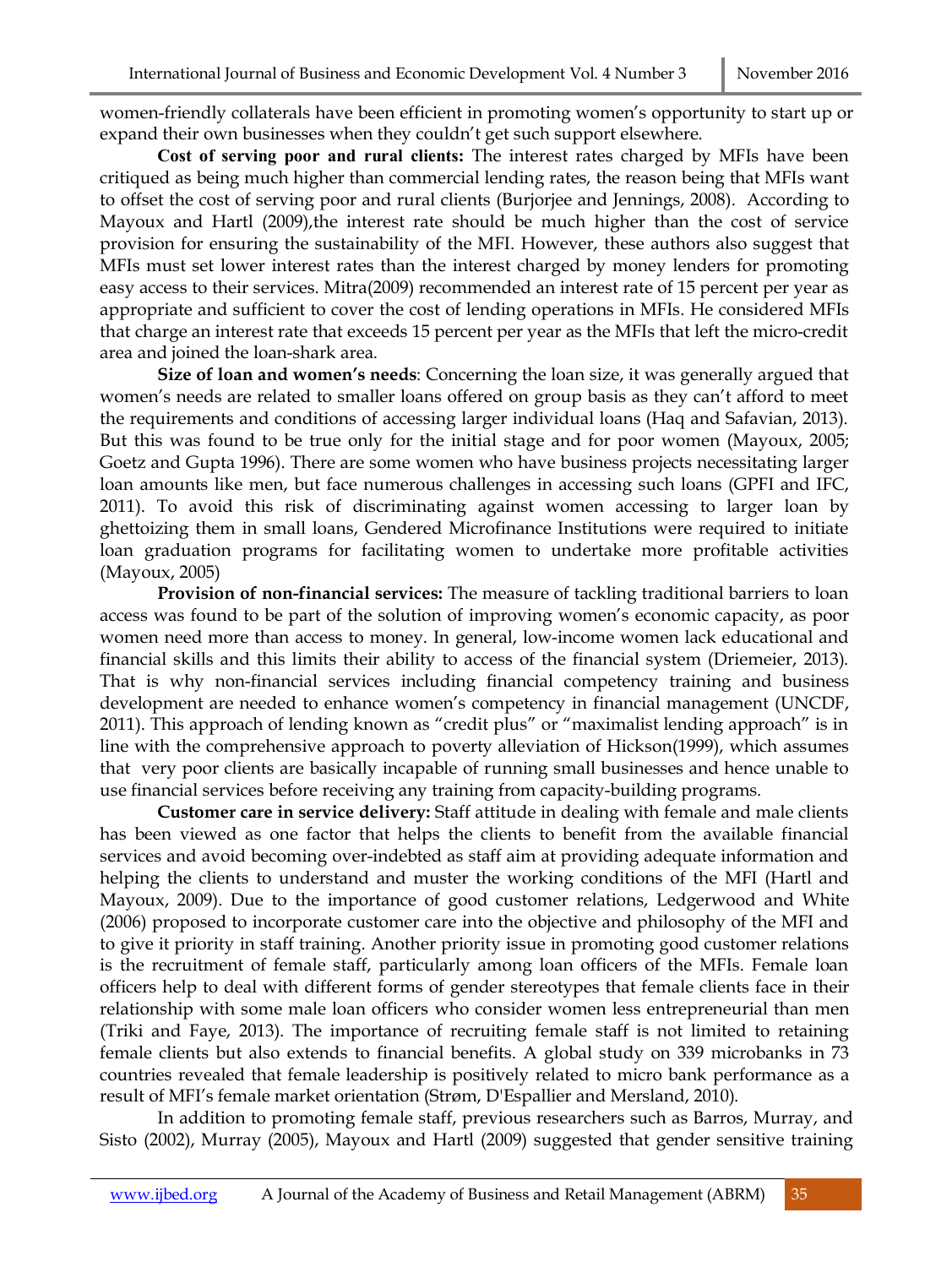women-friendly collaterals have been efficient in promoting women's opportunity to start up or expand their own businesses when they couldn't get such support elsewhere.

**Cost of serving poor and rural clients:** The interest rates charged by MFIs have been critiqued as being much higher than commercial lending rates, the reason being that MFIs want to offset the cost of serving poor and rural clients (Burjorjee and Jennings, 2008). According to Mayoux and Hartl (2009),the interest rate should be much higher than the cost of service provision for ensuring the sustainability of the MFI. However, these authors also suggest that MFIs must set lower interest rates than the interest charged by money lenders for promoting easy access to their services. Mitra(2009) recommended an interest rate of 15 percent per year as appropriate and sufficient to cover the cost of lending operations in MFIs. He considered MFIs that charge an interest rate that exceeds 15 percent per year as the MFIs that left the micro-credit area and joined the loan-shark area.

**Size of loan and women's needs**: Concerning the loan size, it was generally argued that women's needs are related to smaller loans offered on group basis as they can't afford to meet the requirements and conditions of accessing larger individual loans (Haq and Safavian, 2013). But this was found to be true only for the initial stage and for poor women (Mayoux, 2005; Goetz and Gupta 1996). There are some women who have business projects necessitating larger loan amounts like men, but face numerous challenges in accessing such loans (GPFI and IFC, 2011). To avoid this risk of discriminating against women accessing to larger loan by ghettoizing them in small loans, Gendered Microfinance Institutions were required to initiate loan graduation programs for facilitating women to undertake more profitable activities (Mayoux, 2005)

**Provision of non-financial services:** The measure of tackling traditional barriers to loan access was found to be part of the solution of improving women's economic capacity, as poor women need more than access to money. In general, low-income women lack educational and financial skills and this limits their ability to access of the financial system (Driemeier, 2013). That is why non-financial services including financial competency training and business development are needed to enhance women's competency in financial management (UNCDF, 2011). This approach of lending known as "credit plus" or "maximalist lending approach" is in line with the comprehensive approach to poverty alleviation of Hickson(1999), which assumes that very poor clients are basically incapable of running small businesses and hence unable to use financial services before receiving any training from capacity-building programs.

**Customer care in service delivery:** Staff attitude in dealing with female and male clients has been viewed as one factor that helps the clients to benefit from the available financial services and avoid becoming over-indebted as staff aim at providing adequate information and helping the clients to understand and muster the working conditions of the MFI (Hartl and Mayoux, 2009). Due to the importance of good customer relations, Ledgerwood and White (2006) proposed to incorporate customer care into the objective and philosophy of the MFI and to give it priority in staff training. Another priority issue in promoting good customer relations is the recruitment of female staff, particularly among loan officers of the MFIs. Female loan officers help to deal with different forms of gender stereotypes that female clients face in their relationship with some male loan officers who consider women less entrepreneurial than men (Triki and Faye, 2013). The importance of recruiting female staff is not limited to retaining female clients but also extends to financial benefits. A global study on 339 microbanks in 73 countries revealed that female leadership is positively related to micro bank performance as a result of MFI's female market orientation (Strøm, D'Espallier and Mersland, 2010).

In addition to promoting female staff, previous researchers such as Barros, Murray, and Sisto (2002), Murray (2005), Mayoux and Hartl (2009) suggested that gender sensitive training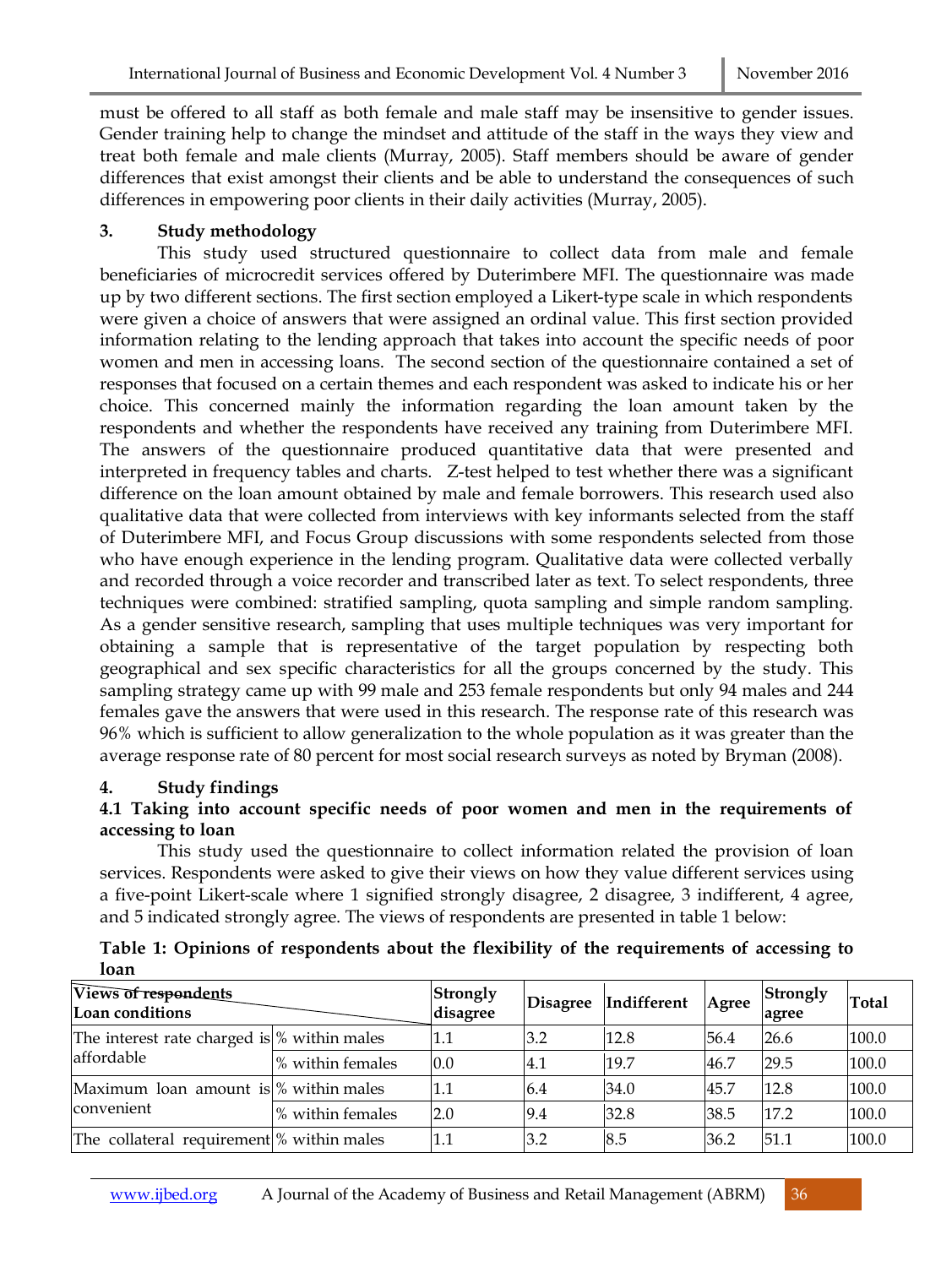must be offered to all staff as both female and male staff may be insensitive to gender issues. Gender training help to change the mindset and attitude of the staff in the ways they view and treat both female and male clients (Murray, 2005). Staff members should be aware of gender differences that exist amongst their clients and be able to understand the consequences of such differences in empowering poor clients in their daily activities (Murray, 2005).

## 3. Study methodology

This study used structured questionnaire to collect data from male and female beneficiaries of microcredit services offered by Duterimbere MFI. The questionnaire was made up by two different sections. The first section employed a Likert-type scale in which respondents were given a choice of answers that were assigned an ordinal value. This first section provided information relating to the lending approach that takes into account the specific needs of poor women and men in accessing loans. The second section of the questionnaire contained a set of responses that focused on a certain themes and each respondent was asked to indicate his or her choice. This concerned mainly the information regarding the loan amount taken by the respondents and whether the respondents have received any training from Duterimbere MFI. The answers of the questionnaire produced quantitative data that were presented and interpreted in frequency tables and charts. Z-test helped to test whether there was a significant difference on the loan amount obtained by male and female borrowers. This research used also qualitative data that were collected from interviews with key informants selected from the staff of Duterimbere MFI, and Focus Group discussions with some respondents selected from those who have enough experience in the lending program. Qualitative data were collected verbally and recorded through a voice recorder and transcribed later as text. To select respondents, three techniques were combined: stratified sampling, quota sampling and simple random sampling. As a gender sensitive research, sampling that uses multiple techniques was very important for obtaining a sample that is representative of the target population by respecting both geographical and sex specific characteristics for all the groups concerned by the study. This sampling strategy came up with 99 male and 253 female respondents but only 94 males and 244 females gave the answers that were used in this research. The response rate of this research was 96% which is sufficient to allow generalization to the whole population as it was greater than the average response rate of 80 percent for most social research surveys as noted by Bryman (2008).

## 4. Study findings

### 4.1 Taking into account specific needs of poor women and men in the requirements of accessing to loan

This study used the questionnaire to collect information related the provision of loan services. Respondents were asked to give their views on how they value different services using a five-point Likert-scale where 1 signified strongly disagree, 2 disagree, 3 indifferent, 4 agree, and 5 indicated strongly agree. The views of respondents are presented in table 1 below:

**Table 1: Opinions of respondents about the flexibility of the requirements of accessing to loan**

| Views of respondents / Loan conditions | | Strongly disagree | Disagree | Indifferent | Agree | Strongly agree | Total |
|---|---|---|---|---|---|---|---|
| The interest rate charged is affordable | % within males | 1.1 | 3.2 | 12.8 | 56.4 | 26.6 | 100.0 |
| | % within females | 0.0 | 4.1 | 19.7 | 46.7 | 29.5 | 100.0 |
| Maximum loan amount is convenient | % within males | 1.1 | 6.4 | 34.0 | 45.7 | 12.8 | 100.0 |
| | % within females | 2.0 | 9.4 | 32.8 | 38.5 | 17.2 | 100.0 |
| The collateral requirement | % within males | 1.1 | 3.2 | 8.5 | 36.2 | 51.1 | 100.0 |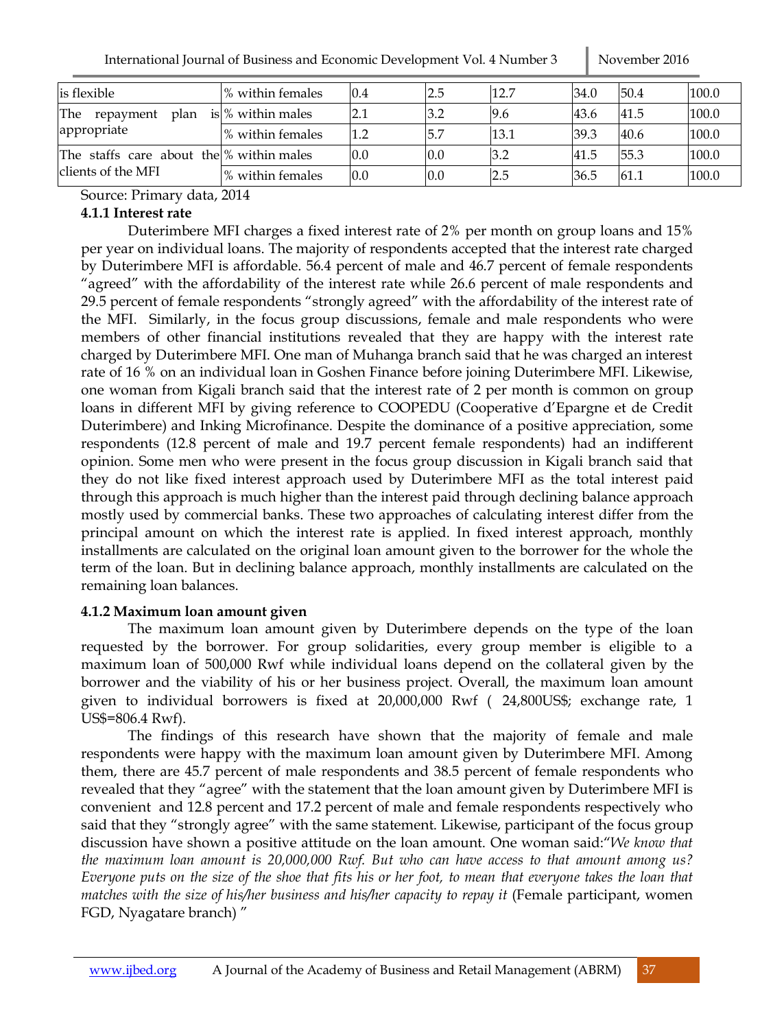| | | | | | | | |
|---|---|---|---|---|---|---|---|
| is flexible | % within females | 0.4 | 2.5 | 12.7 | 34.0 | 50.4 | 100.0 |
| The repayment plan is appropriate | % within males | 2.1 | 3.2 | 9.6 | 43.6 | 41.5 | 100.0 |
| | % within females | 1.2 | 5.7 | 13.1 | 39.3 | 40.6 | 100.0 |
| The staffs care about the clients of the MFI | % within males | 0.0 | 0.0 | 3.2 | 41.5 | 55.3 | 100.0 |
| | % within females | 0.0 | 0.0 | 2.5 | 36.5 | 61.1 | 100.0 |

Source: Primary data, 2014

### 4.1.1 Interest rate

Duterimbere MFI charges a fixed interest rate of 2% per month on group loans and 15% per year on individual loans. The majority of respondents accepted that the interest rate charged by Duterimbere MFI is affordable. 56.4 percent of male and 46.7 percent of female respondents "agreed" with the affordability of the interest rate while 26.6 percent of male respondents and 29.5 percent of female respondents "strongly agreed" with the affordability of the interest rate of the MFI. Similarly, in the focus group discussions, female and male respondents who were members of other financial institutions revealed that they are happy with the interest rate charged by Duterimbere MFI. One man of Muhanga branch said that he was charged an interest rate of 16 % on an individual loan in Goshen Finance before joining Duterimbere MFI. Likewise, one woman from Kigali branch said that the interest rate of 2 per month is common on group loans in different MFI by giving reference to COOPEDU (Cooperative d'Epargne et de Credit Duterimbere) and Inking Microfinance. Despite the dominance of a positive appreciation, some respondents (12.8 percent of male and 19.7 percent female respondents) had an indifferent opinion. Some men who were present in the focus group discussion in Kigali branch said that they do not like fixed interest approach used by Duterimbere MFI as the total interest paid through this approach is much higher than the interest paid through declining balance approach mostly used by commercial banks. These two approaches of calculating interest differ from the principal amount on which the interest rate is applied. In fixed interest approach, monthly installments are calculated on the original loan amount given to the borrower for the whole the term of the loan. But in declining balance approach, monthly installments are calculated on the remaining loan balances.

### 4.1.2 Maximum loan amount given

The maximum loan amount given by Duterimbere depends on the type of the loan requested by the borrower. For group solidarities, every group member is eligible to a maximum loan of 500,000 Rwf while individual loans depend on the collateral given by the borrower and the viability of his or her business project. Overall, the maximum loan amount given to individual borrowers is fixed at 20,000,000 Rwf ( 24,800US$; exchange rate, 1 US$=806.4 Rwf).

The findings of this research have shown that the majority of female and male respondents were happy with the maximum loan amount given by Duterimbere MFI. Among them, there are 45.7 percent of male respondents and 38.5 percent of female respondents who revealed that they "agree" with the statement that the loan amount given by Duterimbere MFI is convenient and 12.8 percent and 17.2 percent of male and female respondents respectively who said that they "strongly agree" with the same statement. Likewise, participant of the focus group discussion have shown a positive attitude on the loan amount. One woman said:"*We know that the maximum loan amount is 20,000,000 Rwf. But who can have access to that amount among us? Everyone puts on the size of the shoe that fits his or her foot, to mean that everyone takes the loan that matches with the size of his/her business and his/her capacity to repay it* (Female participant, women FGD, Nyagatare branch) "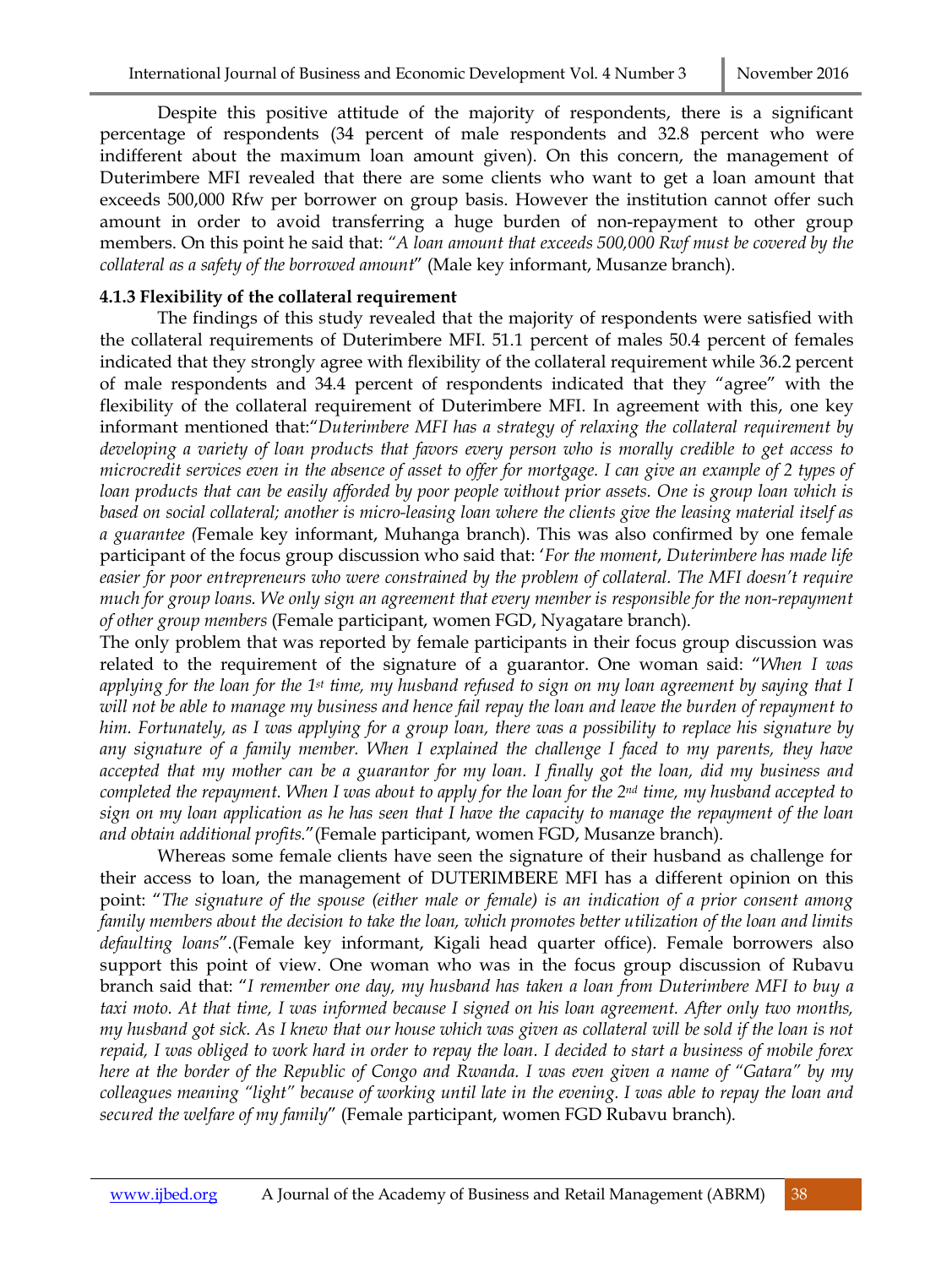Despite this positive attitude of the majority of respondents, there is a significant percentage of respondents (34 percent of male respondents and 32.8 percent who were indifferent about the maximum loan amount given). On this concern, the management of Duterimbere MFI revealed that there are some clients who want to get a loan amount that exceeds 500,000 Rfw per borrower on group basis. However the institution cannot offer such amount in order to avoid transferring a huge burden of non-repayment to other group members. On this point he said that: *"A loan amount that exceeds 500,000 Rwf must be covered by the collateral as a safety of the borrowed amount*" (Male key informant, Musanze branch).

**4.1.3 Flexibility of the collateral requirement**

The findings of this study revealed that the majority of respondents were satisfied with the collateral requirements of Duterimbere MFI. 51.1 percent of males 50.4 percent of females indicated that they strongly agree with flexibility of the collateral requirement while 36.2 percent of male respondents and 34.4 percent of respondents indicated that they "agree" with the flexibility of the collateral requirement of Duterimbere MFI. In agreement with this, one key informant mentioned that:"*Duterimbere MFI has a strategy of relaxing the collateral requirement by developing a variety of loan products that favors every person who is morally credible to get access to microcredit services even in the absence of asset to offer for mortgage. I can give an example of 2 types of loan products that can be easily afforded by poor people without prior assets. One is group loan which is based on social collateral; another is micro-leasing loan where the clients give the leasing material itself as a guarantee (*Female key informant, Muhanga branch). This was also confirmed by one female participant of the focus group discussion who said that: '*For the moment*, *Duterimbere has made life easier for poor entrepreneurs who were constrained by the problem of collateral. The MFI doesn't require much for group loans. We only sign an agreement that every member is responsible for the non-repayment of other group members* (Female participant, women FGD, Nyagatare branch).

The only problem that was reported by female participants in their focus group discussion was related to the requirement of the signature of a guarantor. One woman said: "*When I was applying for the loan for the 1st time, my husband refused to sign on my loan agreement by saying that I will not be able to manage my business and hence fail repay the loan and leave the burden of repayment to him. Fortunately, as I was applying for a group loan, there was a possibility to replace his signature by any signature of a family member. When I explained the challenge I faced to my parents, they have accepted that my mother can be a guarantor for my loan. I finally got the loan, did my business and completed the repayment. When I was about to apply for the loan for the 2nd time, my husband accepted to sign on my loan application as he has seen that I have the capacity to manage the repayment of the loan and obtain additional profits.*"(Female participant, women FGD, Musanze branch).

Whereas some female clients have seen the signature of their husband as challenge for their access to loan, the management of DUTERIMBERE MFI has a different opinion on this point: "*The signature of the spouse (either male or female) is an indication of a prior consent among family members about the decision to take the loan, which promotes better utilization of the loan and limits defaulting loans*".(Female key informant, Kigali head quarter office). Female borrowers also support this point of view. One woman who was in the focus group discussion of Rubavu branch said that: "*I remember one day, my husband has taken a loan from Duterimbere MFI to buy a taxi moto. At that time, I was informed because I signed on his loan agreement. After only two months, my husband got sick. As I knew that our house which was given as collateral will be sold if the loan is not repaid, I was obliged to work hard in order to repay the loan. I decided to start a business of mobile forex here at the border of the Republic of Congo and Rwanda. I was even given a name of "Gatara" by my colleagues meaning "light" because of working until late in the evening. I was able to repay the loan and secured the welfare of my family*" (Female participant, women FGD Rubavu branch).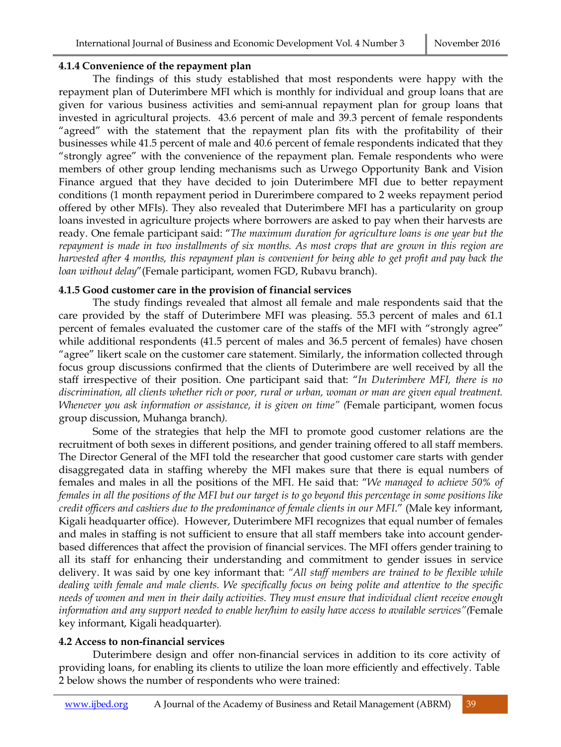#### 4.1.4 Convenience of the repayment plan

The findings of this study established that most respondents were happy with the repayment plan of Duterimbere MFI which is monthly for individual and group loans that are given for various business activities and semi-annual repayment plan for group loans that invested in agricultural projects. 43.6 percent of male and 39.3 percent of female respondents "agreed" with the statement that the repayment plan fits with the profitability of their businesses while 41.5 percent of male and 40.6 percent of female respondents indicated that they "strongly agree" with the convenience of the repayment plan. Female respondents who were members of other group lending mechanisms such as Urwego Opportunity Bank and Vision Finance argued that they have decided to join Duterimbere MFI due to better repayment conditions (1 month repayment period in Durerimbere compared to 2 weeks repayment period offered by other MFIs). They also revealed that Duterimbere MFI has a particularity on group loans invested in agriculture projects where borrowers are asked to pay when their harvests are ready. One female participant said: "*The maximum duration for agriculture loans is one year but the repayment is made in two installments of six months. As most crops that are grown in this region are harvested after 4 months, this repayment plan is convenient for being able to get profit and pay back the loan without delay*"(Female participant, women FGD, Rubavu branch).

#### 4.1.5 Good customer care in the provision of financial services

The study findings revealed that almost all female and male respondents said that the care provided by the staff of Duterimbere MFI was pleasing. 55.3 percent of males and 61.1 percent of females evaluated the customer care of the staffs of the MFI with "strongly agree" while additional respondents (41.5 percent of males and 36.5 percent of females) have chosen "agree" likert scale on the customer care statement. Similarly, the information collected through focus group discussions confirmed that the clients of Duterimbere are well received by all the staff irrespective of their position. One participant said that: "*In Duterimbere MFI, there is no discrimination, all clients whether rich or poor, rural or urban, woman or man are given equal treatment. Whenever you ask information or assistance, it is given on time" (*Female participant, women focus group discussion, Muhanga branch*).*

Some of the strategies that help the MFI to promote good customer relations are the recruitment of both sexes in different positions, and gender training offered to all staff members. The Director General of the MFI told the researcher that good customer care starts with gender disaggregated data in staffing whereby the MFI makes sure that there is equal numbers of females and males in all the positions of the MFI. He said that: "*We managed to achieve 50% of females in all the positions of the MFI but our target is to go beyond this percentage in some positions like credit officers and cashiers due to the predominance of female clients in our MFI.*" (Male key informant, Kigali headquarter office). However, Duterimbere MFI recognizes that equal number of females and males in staffing is not sufficient to ensure that all staff members take into account gender-based differences that affect the provision of financial services. The MFI offers gender training to all its staff for enhancing their understanding and commitment to gender issues in service delivery. It was said by one key informant that: *"All staff members are trained to be flexible while dealing with female and male clients. We specifically focus on being polite and attentive to the specific needs of women and men in their daily activities. They must ensure that individual client receive enough information and any support needed to enable her/him to easily have access to available services"(*Female key informant, Kigali headquarter*).*

### 4.2 Access to non-financial services

Duterimbere design and offer non-financial services in addition to its core activity of providing loans, for enabling its clients to utilize the loan more efficiently and effectively. Table 2 below shows the number of respondents who were trained: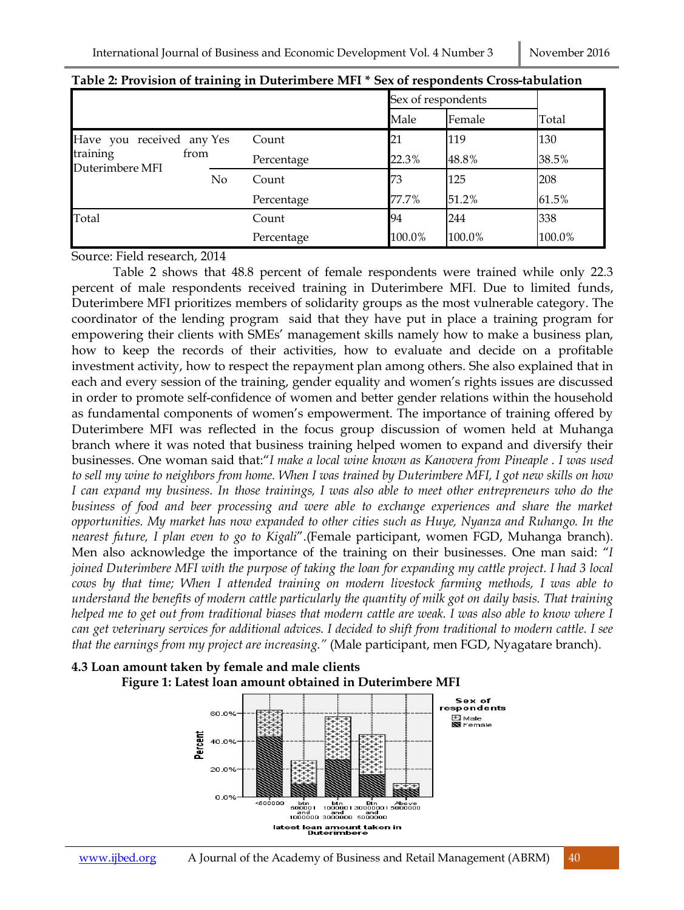**Table 2: Provision of training in Duterimbere MFI * Sex of respondents Cross-tabulation**

| | | | Sex of respondents | | |
|---|---|---|---|---|---|
| | | | Male | Female | Total |
| Have you received any training from Duterimbere MFI | Yes | Count | 21 | 119 | 130 |
| | | Percentage | 22.3% | 48.8% | 38.5% |
| | No | Count | 73 | 125 | 208 |
| | | Percentage | 77.7% | 51.2% | 61.5% |
| Total | | Count | 94 | 244 | 338 |
| | | Percentage | 100.0% | 100.0% | 100.0% |

Source: Field research, 2014

Table 2 shows that 48.8 percent of female respondents were trained while only 22.3 percent of male respondents received training in Duterimbere MFI. Due to limited funds, Duterimbere MFI prioritizes members of solidarity groups as the most vulnerable category. The coordinator of the lending program said that they have put in place a training program for empowering their clients with SMEs' management skills namely how to make a business plan, how to keep the records of their activities, how to evaluate and decide on a profitable investment activity, how to respect the repayment plan among others. She also explained that in each and every session of the training, gender equality and women's rights issues are discussed in order to promote self-confidence of women and better gender relations within the household as fundamental components of women's empowerment. The importance of training offered by Duterimbere MFI was reflected in the focus group discussion of women held at Muhanga branch where it was noted that business training helped women to expand and diversify their businesses. One woman said that:"*I make a local wine known as Kanovera from Pineaple . I was used to sell my wine to neighbors from home. When I was trained by Duterimbere MFI, I got new skills on how I can expand my business. In those trainings, I was also able to meet other entrepreneurs who do the business of food and beer processing and were able to exchange experiences and share the market opportunities. My market has now expanded to other cities such as Huye, Nyanza and Ruhango. In the nearest future, I plan even to go to Kigali*".(Female participant, women FGD, Muhanga branch). Men also acknowledge the importance of the training on their businesses. One man said: "*I joined Duterimbere MFI with the purpose of taking the loan for expanding my cattle project. I had 3 local cows by that time; When I attended training on modern livestock farming methods, I was able to understand the benefits of modern cattle particularly the quantity of milk got on daily basis. That training helped me to get out from traditional biases that modern cattle are weak. I was also able to know where I can get veterinary services for additional advices. I decided to shift from traditional to modern cattle. I see that the earnings from my project are increasing.*" (Male participant, men FGD, Nyagatare branch).

### 4.3 Loan amount taken by female and male clients

**Figure 1: Latest loan amount obtained in Duterimbere MFI**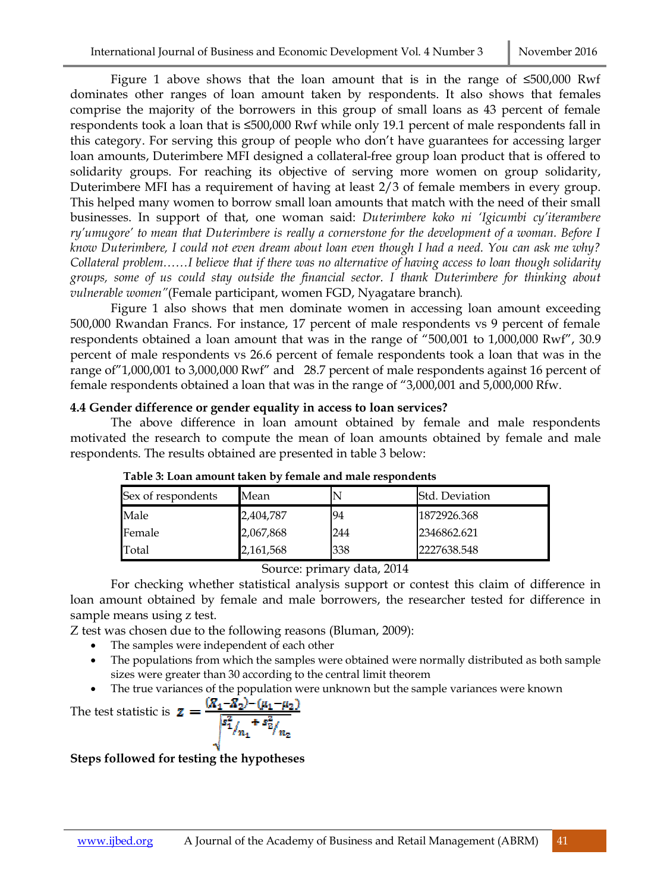Figure 1 above shows that the loan amount that is in the range of ≤500,000 Rwf dominates other ranges of loan amount taken by respondents. It also shows that females comprise the majority of the borrowers in this group of small loans as 43 percent of female respondents took a loan that is ≤500,000 Rwf while only 19.1 percent of male respondents fall in this category. For serving this group of people who don't have guarantees for accessing larger loan amounts, Duterimbere MFI designed a collateral-free group loan product that is offered to solidarity groups. For reaching its objective of serving more women on group solidarity, Duterimbere MFI has a requirement of having at least 2/3 of female members in every group. This helped many women to borrow small loan amounts that match with the need of their small businesses. In support of that, one woman said: *Duterimbere koko ni 'Igicumbi cy'iterambere ry'umugore' to mean that Duterimbere is really a cornerstone for the development of a woman. Before I know Duterimbere, I could not even dream about loan even though I had a need. You can ask me why? Collateral problem……I believe that if there was no alternative of having access to loan though solidarity groups, some of us could stay outside the financial sector. I thank Duterimbere for thinking about vulnerable women"*(Female participant, women FGD, Nyagatare branch).

Figure 1 also shows that men dominate women in accessing loan amount exceeding 500,000 Rwandan Francs. For instance, 17 percent of male respondents vs 9 percent of female respondents obtained a loan amount that was in the range of "500,001 to 1,000,000 Rwf", 30.9 percent of male respondents vs 26.6 percent of female respondents took a loan that was in the range of"1,000,001 to 3,000,000 Rwf" and 28.7 percent of male respondents against 16 percent of female respondents obtained a loan that was in the range of "3,000,001 and 5,000,000 Rfw.

**4.4 Gender difference or gender equality in access to loan services?**

The above difference in loan amount obtained by female and male respondents motivated the research to compute the mean of loan amounts obtained by female and male respondents. The results obtained are presented in table 3 below:

**Table 3: Loan amount taken by female and male respondents**

| Sex of respondents | Mean | N | Std. Deviation |
|---|---|---|---|
| Male | 2,404,787 | 94 | 1872926.368 |
| Female | 2,067,868 | 244 | 2346862.621 |
| Total | 2,161,568 | 338 | 2227638.548 |

Source: primary data, 2014

For checking whether statistical analysis support or contest this claim of difference in loan amount obtained by female and male borrowers, the researcher tested for difference in sample means using z test.

Z test was chosen due to the following reasons (Bluman, 2009):

- The samples were independent of each other
- The populations from which the samples were obtained were normally distributed as both sample sizes were greater than 30 according to the central limit theorem
- The true variances of the population were unknown but the sample variances were known

The test statistic is $z = \frac{(\bar{X}_1 - \bar{X}_2) - (\mu_1 - \mu_2)}{\sqrt{s_1^2/n_1 + s_2^2/n_2}}$

**Steps followed for testing the hypotheses**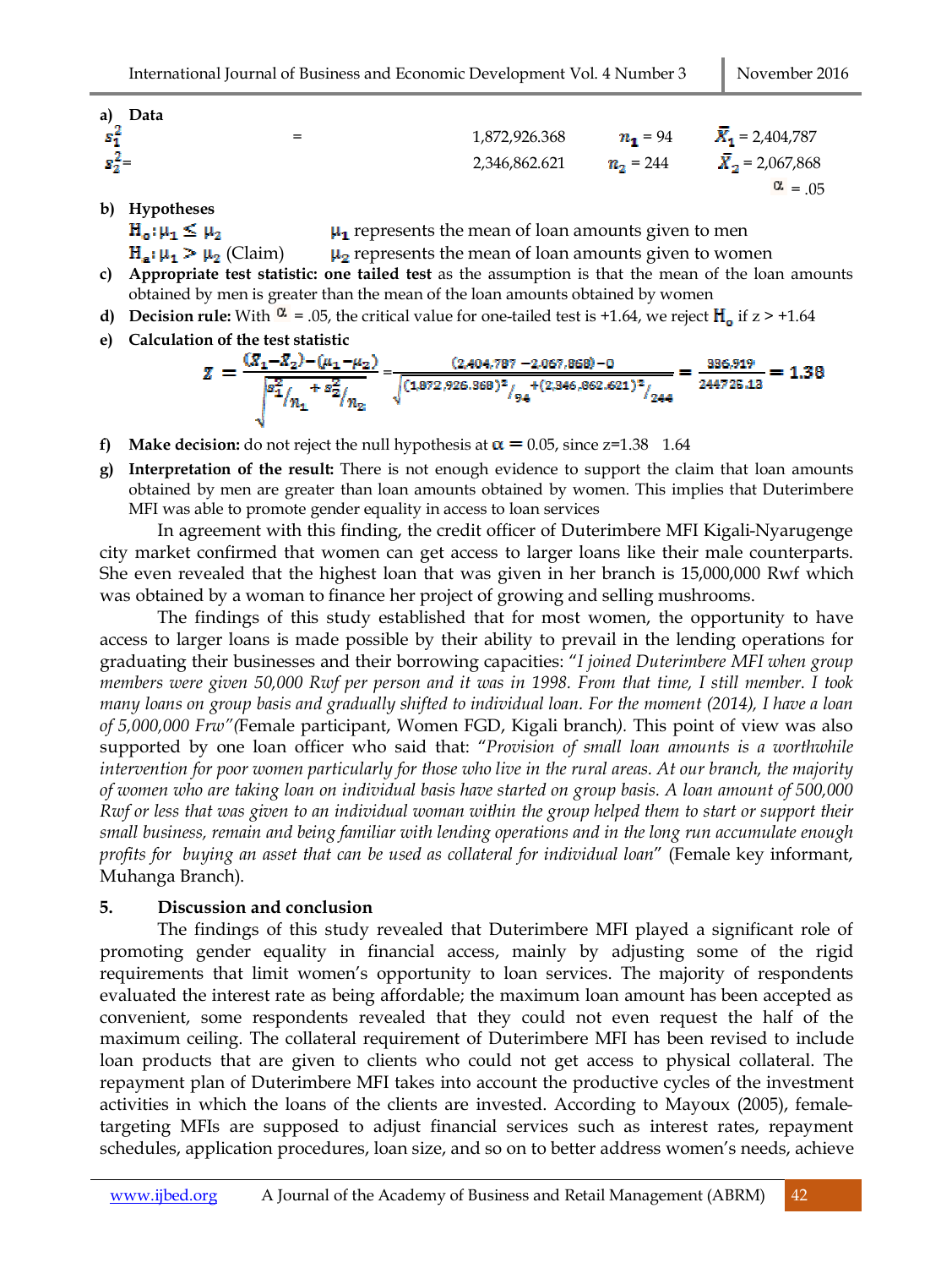a) **Data**

$s_1^2$ = 1,872,926.368 $n_1$ = 94 $\bar{X}_1$ = 2,404,787

$s_2^2$ = 2,346,862.621 $n_2$ = 244 $\bar{X}_2$ = 2,067,868

$\alpha$ = .05

b) **Hypotheses**

$H_o: \mu_1 \leq \mu_2$ $\mu_1$ represents the mean of loan amounts given to men

$H_a: \mu_1 > \mu_2$ (Claim) $\mu_2$ represents the mean of loan amounts given to women

c) **Appropriate test statistic: one tailed test** as the assumption is that the mean of the loan amounts obtained by men is greater than the mean of the loan amounts obtained by women

d) **Decision rule:** With $\alpha$ = .05, the critical value for one-tailed test is +1.64, we reject $H_o$ if z > +1.64

e) **Calculation of the test statistic**

$$Z = \frac{(\bar{X}_1 - \bar{X}_2) - (\mu_1 - \mu_2)}{\sqrt{s_1^2/n_1 + s_2^2/n_2}} = \frac{(2{,}404{,}787 - 2{,}067{,}868) - 0}{\sqrt{(1{,}872{,}926.368)^2/_{94} + (2{,}346{,}862.621)^2/_{244}}} = \frac{336{,}919}{244726.13} = 1.38$$

f) **Make decision:** do not reject the null hypothesis at $\alpha = 0.05$, since z=1.38 1.64

g) **Interpretation of the result:** There is not enough evidence to support the claim that loan amounts obtained by men are greater than loan amounts obtained by women. This implies that Duterimbere MFI was able to promote gender equality in access to loan services

In agreement with this finding, the credit officer of Duterimbere MFI Kigali-Nyarugenge city market confirmed that women can get access to larger loans like their male counterparts. She even revealed that the highest loan that was given in her branch is 15,000,000 Rwf which was obtained by a woman to finance her project of growing and selling mushrooms.

The findings of this study established that for most women, the opportunity to have access to larger loans is made possible by their ability to prevail in the lending operations for graduating their businesses and their borrowing capacities: "*I joined Duterimbere MFI when group members were given 50,000 Rwf per person and it was in 1998. From that time, I still member. I took many loans on group basis and gradually shifted to individual loan. For the moment (2014), I have a loan of 5,000,000 Frw"*(Female participant, Women FGD, Kigali branch*).* This point of view was also supported by one loan officer who said that: "*Provision of small loan amounts is a worthwhile intervention for poor women particularly for those who live in the rural areas. At our branch, the majority of women who are taking loan on individual basis have started on group basis. A loan amount of 500,000 Rwf or less that was given to an individual woman within the group helped them to start or support their small business, remain and being familiar with lending operations and in the long run accumulate enough profits for buying an asset that can be used as collateral for individual loan*" (Female key informant, Muhanga Branch).

## 5. Discussion and conclusion

The findings of this study revealed that Duterimbere MFI played a significant role of promoting gender equality in financial access, mainly by adjusting some of the rigid requirements that limit women's opportunity to loan services. The majority of respondents evaluated the interest rate as being affordable; the maximum loan amount has been accepted as convenient, some respondents revealed that they could not even request the half of the maximum ceiling. The collateral requirement of Duterimbere MFI has been revised to include loan products that are given to clients who could not get access to physical collateral. The repayment plan of Duterimbere MFI takes into account the productive cycles of the investment activities in which the loans of the clients are invested. According to Mayoux (2005), female-targeting MFIs are supposed to adjust financial services such as interest rates, repayment schedules, application procedures, loan size, and so on to better address women's needs, achieve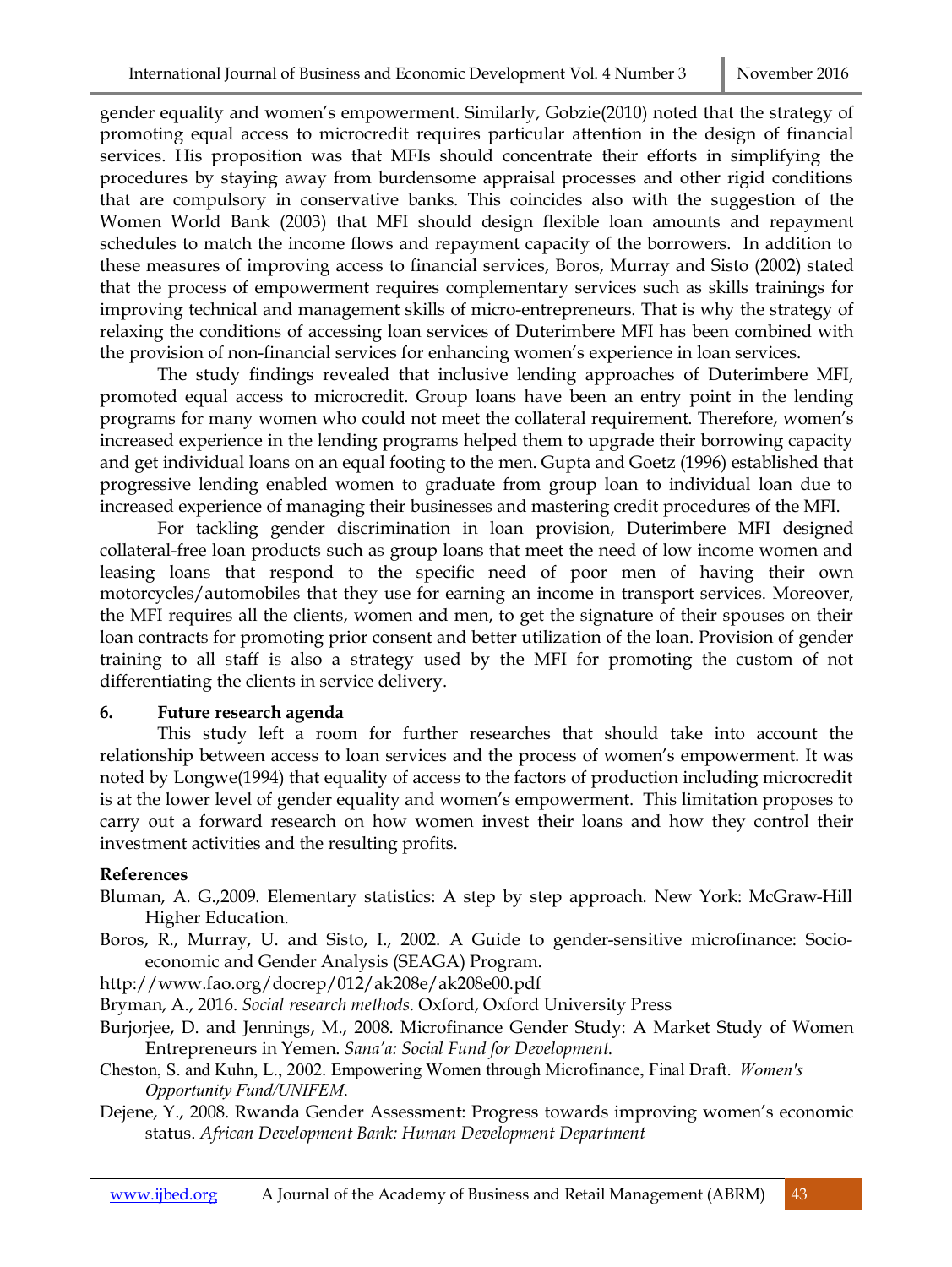gender equality and women's empowerment. Similarly, Gobzie(2010) noted that the strategy of promoting equal access to microcredit requires particular attention in the design of financial services. His proposition was that MFIs should concentrate their efforts in simplifying the procedures by staying away from burdensome appraisal processes and other rigid conditions that are compulsory in conservative banks. This coincides also with the suggestion of the Women World Bank (2003) that MFI should design flexible loan amounts and repayment schedules to match the income flows and repayment capacity of the borrowers. In addition to these measures of improving access to financial services, Boros, Murray and Sisto (2002) stated that the process of empowerment requires complementary services such as skills trainings for improving technical and management skills of micro-entrepreneurs. That is why the strategy of relaxing the conditions of accessing loan services of Duterimbere MFI has been combined with the provision of non-financial services for enhancing women's experience in loan services.

The study findings revealed that inclusive lending approaches of Duterimbere MFI, promoted equal access to microcredit. Group loans have been an entry point in the lending programs for many women who could not meet the collateral requirement. Therefore, women's increased experience in the lending programs helped them to upgrade their borrowing capacity and get individual loans on an equal footing to the men. Gupta and Goetz (1996) established that progressive lending enabled women to graduate from group loan to individual loan due to increased experience of managing their businesses and mastering credit procedures of the MFI.

For tackling gender discrimination in loan provision, Duterimbere MFI designed collateral-free loan products such as group loans that meet the need of low income women and leasing loans that respond to the specific need of poor men of having their own motorcycles/automobiles that they use for earning an income in transport services. Moreover, the MFI requires all the clients, women and men, to get the signature of their spouses on their loan contracts for promoting prior consent and better utilization of the loan. Provision of gender training to all staff is also a strategy used by the MFI for promoting the custom of not differentiating the clients in service delivery.

## 6. Future research agenda

This study left a room for further researches that should take into account the relationship between access to loan services and the process of women's empowerment. It was noted by Longwe(1994) that equality of access to the factors of production including microcredit is at the lower level of gender equality and women's empowerment. This limitation proposes to carry out a forward research on how women invest their loans and how they control their investment activities and the resulting profits.

## References

Bluman, A. G.,2009. Elementary statistics: A step by step approach. New York: McGraw-Hill Higher Education.

Boros, R., Murray, U. and Sisto, I., 2002. A Guide to gender-sensitive microfinance: Socio-economic and Gender Analysis (SEAGA) Program.

http://www.fao.org/docrep/012/ak208e/ak208e00.pdf

Bryman, A., 2016. *Social research methods*. Oxford, Oxford University Press

Burjorjee, D. and Jennings, M., 2008. Microfinance Gender Study: A Market Study of Women Entrepreneurs in Yemen. *Sana'a: Social Fund for Development*.

Cheston, S. and Kuhn, L., 2002. Empowering Women through Microfinance, Final Draft. *Women's Opportunity Fund/UNIFEM*.

Dejene, Y., 2008. Rwanda Gender Assessment: Progress towards improving women's economic status. *African Development Bank: Human Development Department*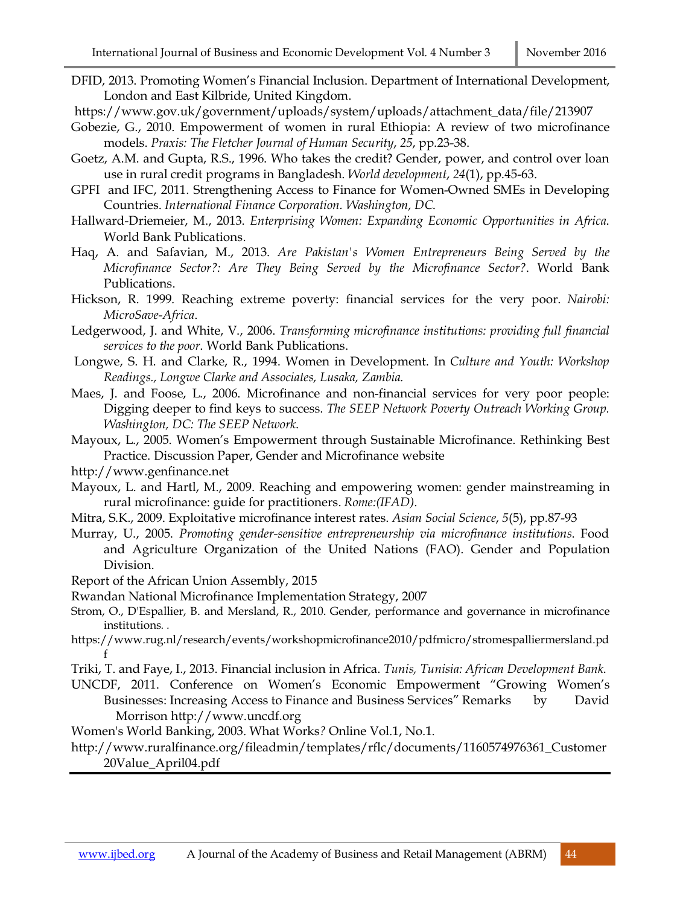DFID, 2013. Promoting Women's Financial Inclusion. Department of International Development, London and East Kilbride, United Kingdom.

https://www.gov.uk/government/uploads/system/uploads/attachment_data/file/213907

Gobezie, G., 2010. Empowerment of women in rural Ethiopia: A review of two microfinance models. *Praxis: The Fletcher Journal of Human Security*, *25*, pp.23-38.

Goetz, A.M. and Gupta, R.S., 1996. Who takes the credit? Gender, power, and control over loan use in rural credit programs in Bangladesh. *World development*, *24*(1), pp.45-63.

GPFI and IFC, 2011. Strengthening Access to Finance for Women-Owned SMEs in Developing Countries. *International Finance Corporation. Washington, DC*.

Hallward-Driemeier, M., 2013. *Enterprising Women: Expanding Economic Opportunities in Africa*. World Bank Publications.

Haq, A. and Safavian, M., 2013. *Are Pakistan's Women Entrepreneurs Being Served by the Microfinance Sector?: Are They Being Served by the Microfinance Sector?*. World Bank Publications.

Hickson, R. 1999. Reaching extreme poverty: financial services for the very poor. *Nairobi: MicroSave-Africa*.

Ledgerwood, J. and White, V., 2006. *Transforming microfinance institutions: providing full financial services to the poor*. World Bank Publications.

Longwe, S. H. and Clarke, R., 1994. Women in Development. In *Culture and Youth: Workshop Readings., Longwe Clarke and Associates, Lusaka, Zambia*.

Maes, J. and Foose, L., 2006. Microfinance and non-financial services for very poor people: Digging deeper to find keys to success. *The SEEP Network Poverty Outreach Working Group. Washington, DC: The SEEP Network*.

Mayoux, L., 2005. Women's Empowerment through Sustainable Microfinance. Rethinking Best Practice. Discussion Paper, Gender and Microfinance website

http://www.genfinance.net

Mayoux, L. and Hartl, M., 2009. Reaching and empowering women: gender mainstreaming in rural microfinance: guide for practitioners. *Rome:(IFAD)*.

Mitra, S.K., 2009. Exploitative microfinance interest rates. *Asian Social Science*, *5*(5), pp.87-93

Murray, U., 2005. *Promoting gender-sensitive entrepreneurship via microfinance institutions*. Food and Agriculture Organization of the United Nations (FAO). Gender and Population Division.

Report of the African Union Assembly, 2015

Rwandan National Microfinance Implementation Strategy, 2007

Strom, O., D'Espallier, B. and Mersland, R., 2010. Gender, performance and governance in microfinance institutions. .

https://www.rug.nl/research/events/workshopmicrofinance2010/pdfmicro/stromespalliermersland.pdf

Triki, T. and Faye, I., 2013. Financial inclusion in Africa. *Tunis, Tunisia: African Development Bank*.

UNCDF, 2011. Conference on Women's Economic Empowerment "Growing Women's Businesses: Increasing Access to Finance and Business Services" Remarks by David Morrison http://www.uncdf.org

Women's World Banking, 2003. What Works*?* Online Vol.1, No.1.

http://www.ruralfinance.org/fileadmin/templates/rflc/documents/1160574976361_Customer20Value_April04.pdf